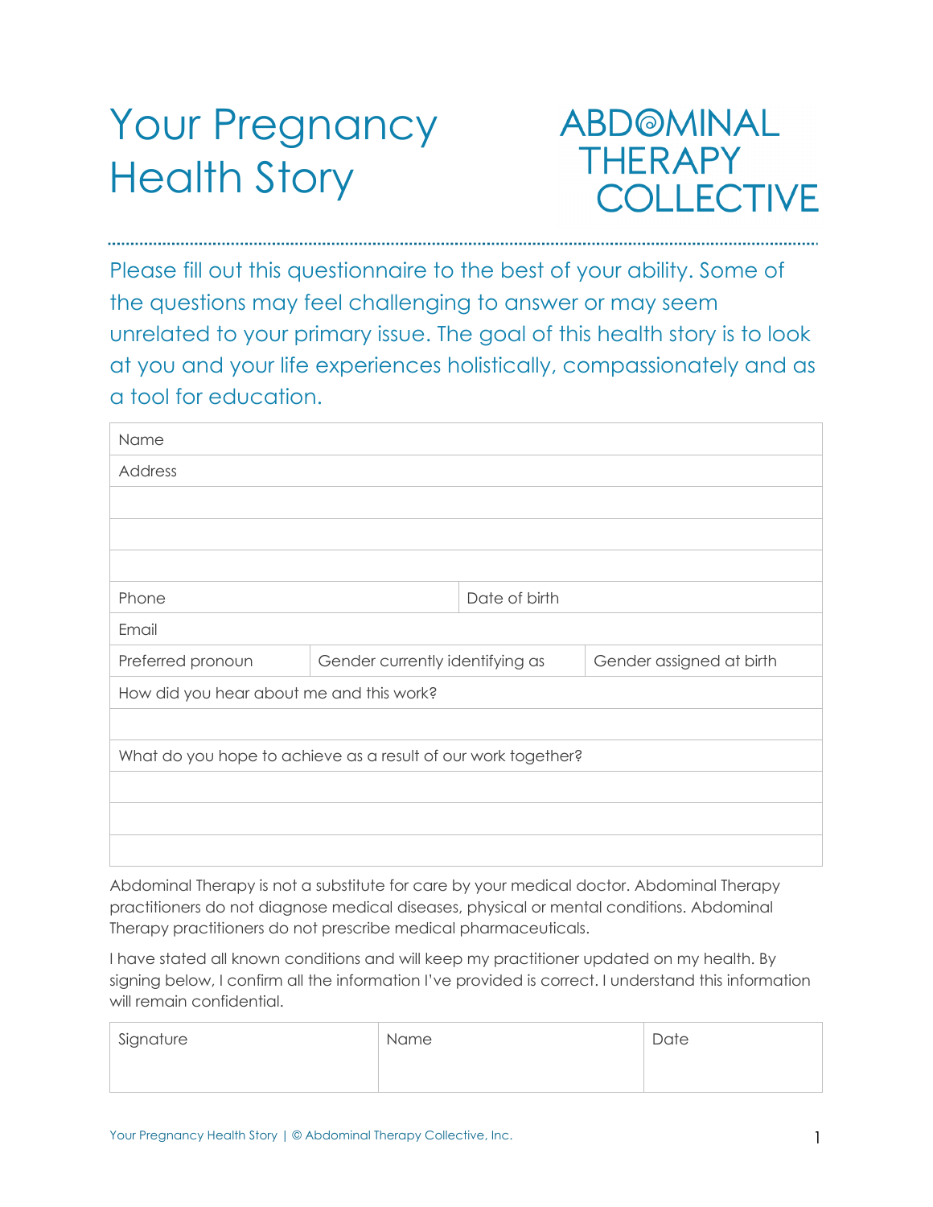# Your Pregnancy Health Story

ABDOMINAL THERAPY COLLECTIVE

Please fill out this questionnaire to the best of your ability. Some of the questions may feel challenging to answer or may seem unrelated to your primary issue. The goal of this health story is to look at you and your life experiences holistically, compassionately and as a tool for education.

| Name | | |
|---|---|---|
| Address | | |
| | | |
| | | |
| | | |
| Phone | Date of birth | |
| Email | | |
| Preferred pronoun | Gender currently identifying as | Gender assigned at birth |
| How did you hear about me and this work? | | |
| | | |
| What do you hope to achieve as a result of our work together? | | |
| | | |
| | | |
| | | |

Abdominal Therapy is not a substitute for care by your medical doctor. Abdominal Therapy practitioners do not diagnose medical diseases, physical or mental conditions. Abdominal Therapy practitioners do not prescribe medical pharmaceuticals.

I have stated all known conditions and will keep my practitioner updated on my health. By signing below, I confirm all the information I've provided is correct. I understand this information will remain confidential.

| Signature | Name | Date |
|---|---|---|
| | | |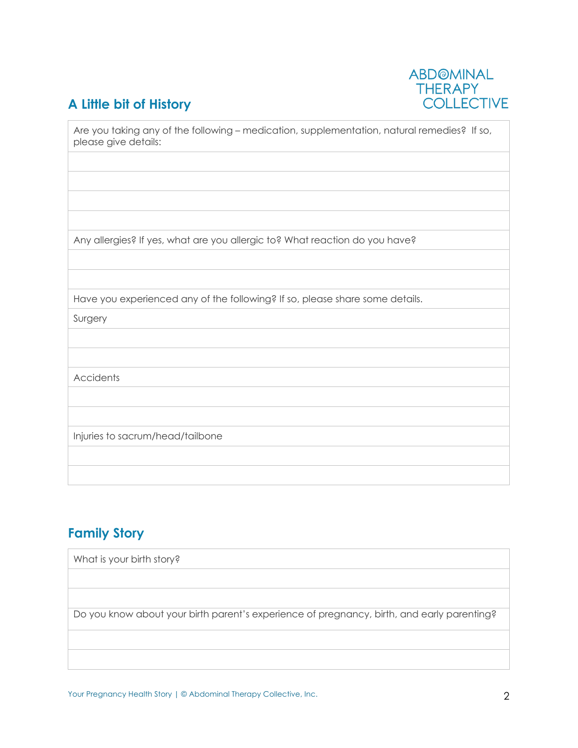## A Little bit of History

ABDOMINAL THERAPY COLLECTIVE

| Are you taking any of the following – medication, supplementation, natural remedies? If so, please give details: |
|---|
| |
| |
| |
| |
| Any allergies? If yes, what are you allergic to? What reaction do you have? |
| |
| |
| Have you experienced any of the following? If so, please share some details. |
| Surgery |
| |
| |
| Accidents |
| |
| |
| Injuries to sacrum/head/tailbone |
| |
| |

## Family Story

| What is your birth story? |
|---|
| |
| |
| Do you know about your birth parent's experience of pregnancy, birth, and early parenting? |
| |
| |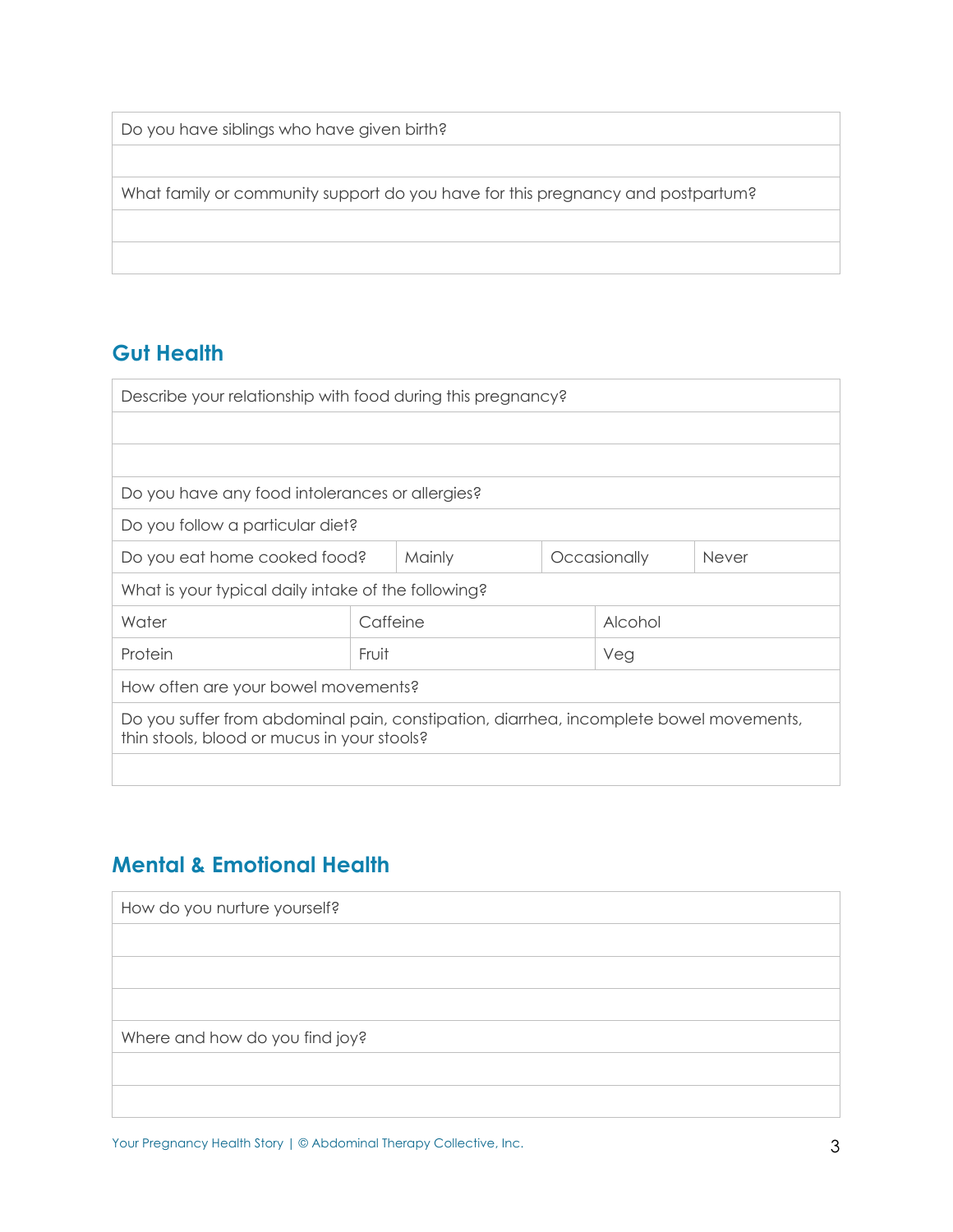| Do you have siblings who have given birth? |
|---|
| |
| What family or community support do you have for this pregnancy and postpartum? |
| |
| |

## Gut Health

| Describe your relationship with food during this pregnancy? | | | |
|---|---|---|---|
| | | | |
| | | | |
| Do you have any food intolerances or allergies? | | | |
| Do you follow a particular diet? | | | |
| Do you eat home cooked food? | Mainly | Occasionally | Never |
| What is your typical daily intake of the following? | | | |
| Water | Caffeine | Alcohol | |
| Protein | Fruit | Veg | |
| How often are your bowel movements? | | | |
| Do you suffer from abdominal pain, constipation, diarrhea, incomplete bowel movements, thin stools, blood or mucus in your stools? | | | |
| | | | |

## Mental & Emotional Health

| How do you nurture yourself? |
|---|
| |
| |
| |
| Where and how do you find joy? |
| |
| |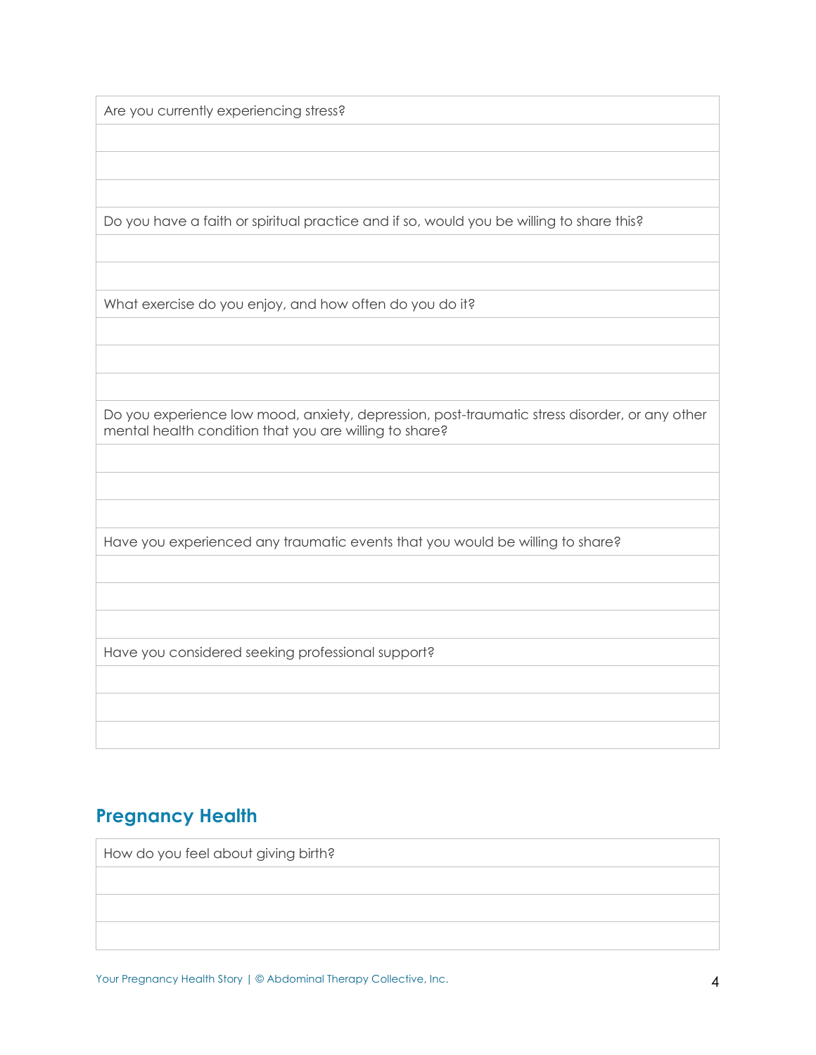| Are you currently experiencing stress? |
| --- |
| |
| |
| |
| Do you have a faith or spiritual practice and if so, would you be willing to share this? |
| |
| |
| What exercise do you enjoy, and how often do you do it? |
| |
| |
| |
| Do you experience low mood, anxiety, depression, post-traumatic stress disorder, or any other mental health condition that you are willing to share? |
| |
| |
| |
| Have you experienced any traumatic events that you would be willing to share? |
| |
| |
| |
| Have you considered seeking professional support? |
| |
| |
| |

## Pregnancy Health

| How do you feel about giving birth? |
| --- |
| |
| |
| |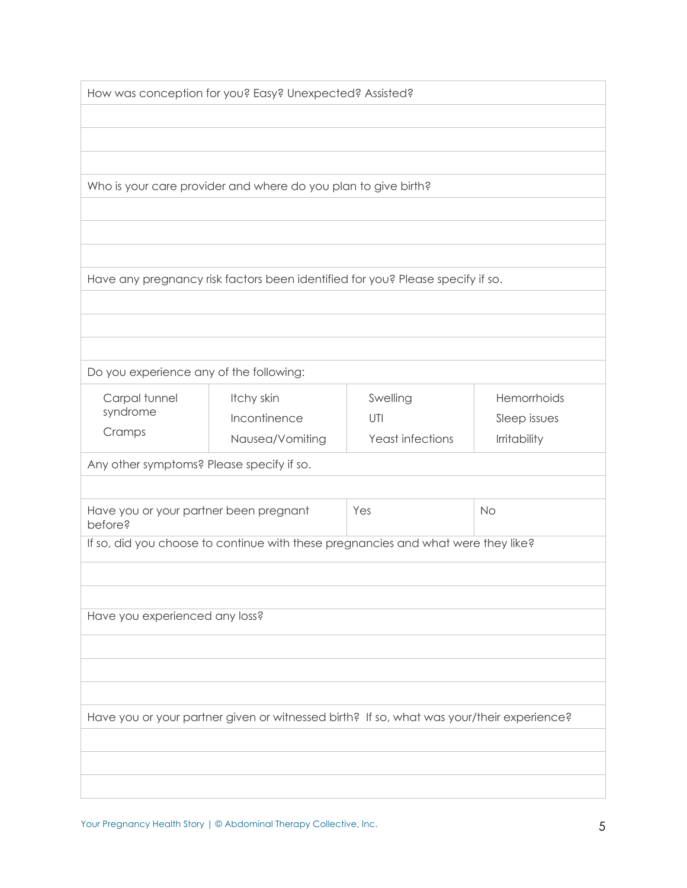How was conception for you? Easy? Unexpected? Assisted?

Who is your care provider and where do you plan to give birth?

Have any pregnancy risk factors been identified for you? Please specify if so.

Do you experience any of the following:

| | | | |
|---|---|---|---|
| Carpal tunnel syndrome | Itchy skin | Swelling | Hemorrhoids |
| Cramps | Incontinence | UTI | Sleep issues |
| | Nausea/Vomiting | Yeast infections | Irritability |

Any other symptoms? Please specify if so.

| Have you or your partner been pregnant before? | Yes | No |
|---|---|---|

If so, did you choose to continue with these pregnancies and what were they like?

Have you experienced any loss?

Have you or your partner given or witnessed birth? If so, what was your/their experience?

Your Pregnancy Health Story | © Abdominal Therapy Collective, Inc.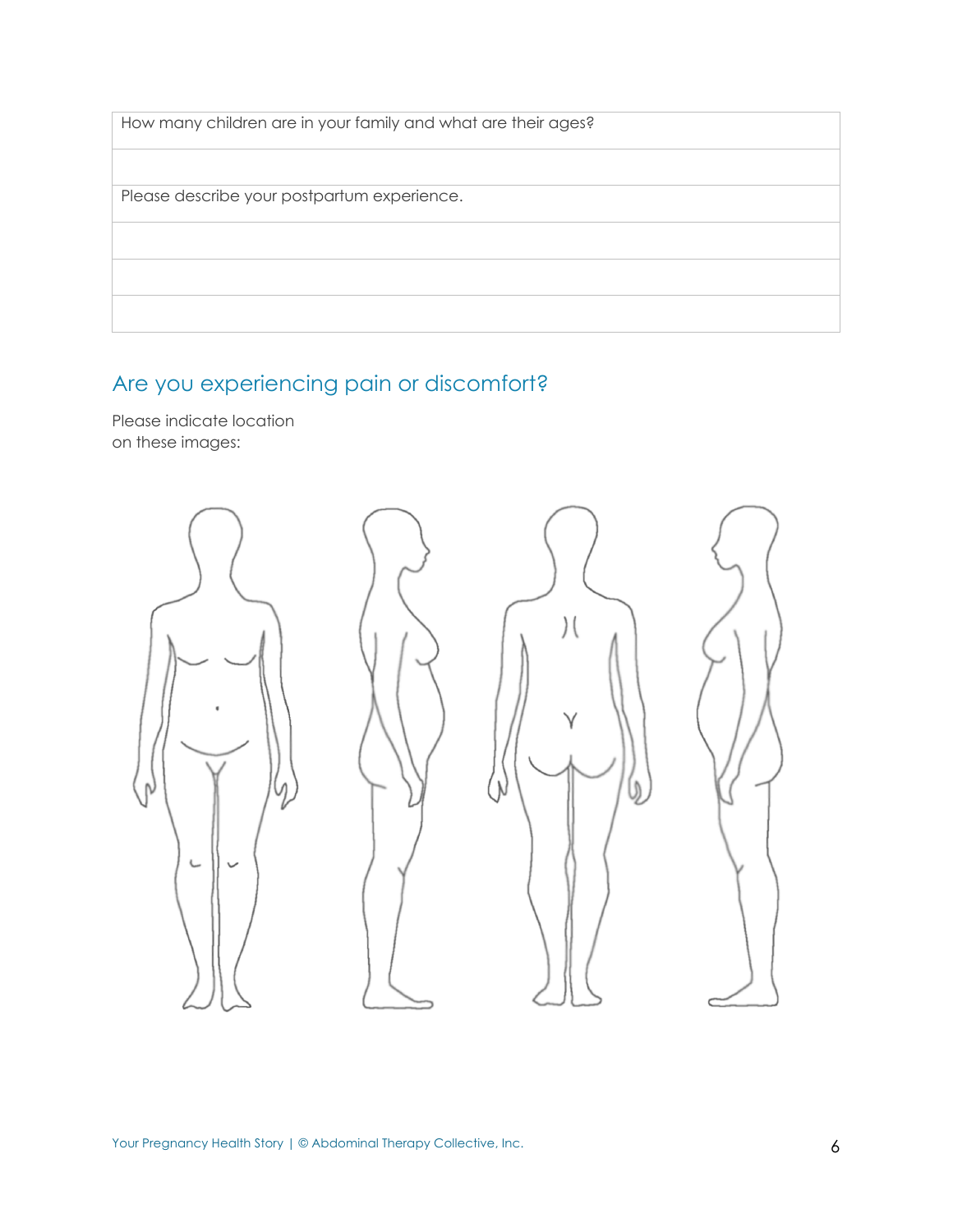| How many children are in your family and what are their ages? |
|---|
| |
| **Please describe your postpartum experience.** |
| |
| |
| |

## Are you experiencing pain or discomfort?

Please indicate location on these images: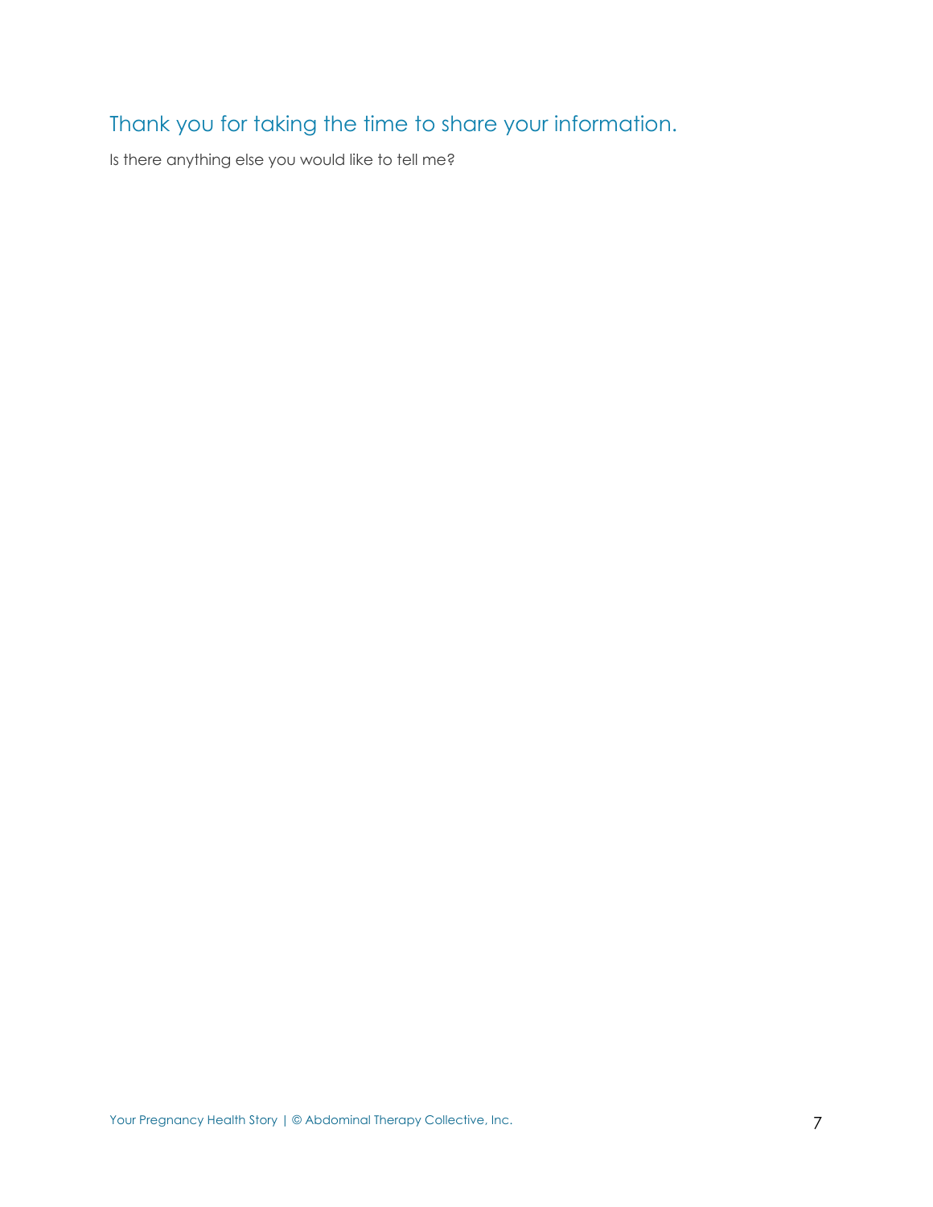## Thank you for taking the time to share your information.

Is there anything else you would like to tell me?